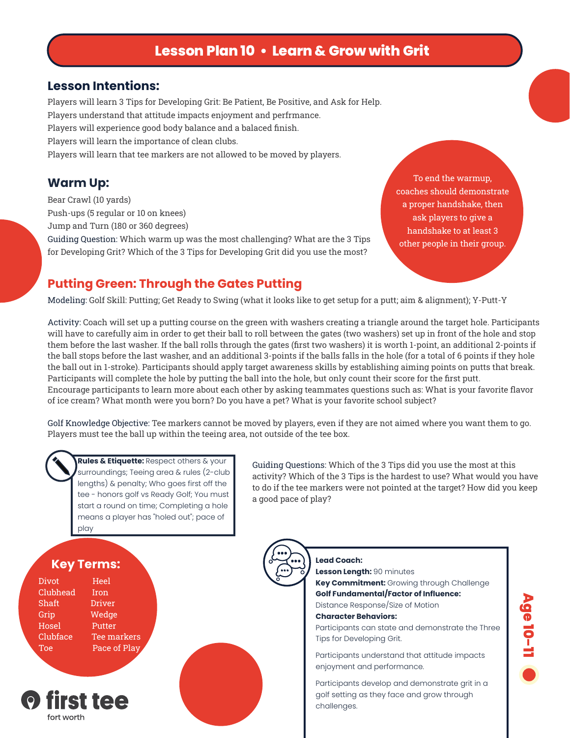# Lesson Plan 10 • Learn & Grow with Grit

## Lesson Intentions:

Players will learn 3 Tips for Developing Grit: Be Patient, Be Positive, and Ask for Help.
Players understand that attitude impacts enjoyment and perfrmance.
Players will experience good body balance and a balaced finish.
Players will learn the importance of clean clubs.
Players will learn that tee markers are not allowed to be moved by players.

## Warm Up:

Bear Crawl (10 yards)
Push-ups (5 regular or 10 on knees)
Jump and Turn (180 or 360 degrees)
Guiding Question: Which warm up was the most challenging? What are the 3 Tips for Developing Grit? Which of the 3 Tips for Developing Grit did you use the most?

To end the warmup, coaches should demonstrate a proper handshake, then ask players to give a handshake to at least 3 other people in their group.

## Putting Green: Through the Gates Putting

Modeling: Golf Skill: Putting; Get Ready to Swing (what it looks like to get setup for a putt; aim & alignment); Y-Putt-Y

Activity: Coach will set up a putting course on the green with washers creating a triangle around the target hole. Participants will have to carefully aim in order to get their ball to roll between the gates (two washers) set up in front of the hole and stop them before the last washer. If the ball rolls through the gates (first two washers) it is worth 1-point, an additional 2-points if the ball stops before the last washer, and an additional 3-points if the balls falls in the hole (for a total of 6 points if they hole the ball out in 1-stroke). Participants should apply target awareness skills by establishing aiming points on putts that break. Participants will complete the hole by putting the ball into the hole, but only count their score for the first putt. Encourage participants to learn more about each other by asking teammates questions such as: What is your favorite flavor of ice cream? What month were you born? Do you have a pet? What is your favorite school subject?

Golf Knowledge Objective: Tee markers cannot be moved by players, even if they are not aimed where you want them to go. Players must tee the ball up within the teeing area, not outside of the tee box.

**Rules & Etiquette:** Respect others & your surroundings; Teeing area & rules (2-club lengths) & penalty; Who goes first off the tee - honors golf vs Ready Golf; You must start a round on time; Completing a hole means a player has "holed out"; pace of play

Guiding Questions: Which of the 3 Tips did you use the most at this activity? Which of the 3 Tips is the hardest to use? What would you have to do if the tee markers were not pointed at the target? How did you keep a good pace of play?

## Key Terms:

| | |
|---|---|
| Divot | Heel |
| Clubhead | Iron |
| Shaft | Driver |
| Grip | Wedge |
| Hosel | Putter |
| Clubface | Tee markers |
| Toe | Pace of Play |

**Lead Coach:**
**Lesson Length:** 90 minutes
**Key Commitment:** Growing through Challenge
**Golf Fundamental/Factor of Influence:**
Distance Response/Size of Motion
**Character Behaviors:**
Participants can state and demonstrate the Three Tips for Developing Grit.

Participants understand that attitude impacts enjoyment and performance.

Participants develop and demonstrate grit in a golf setting as they face and grow through challenges.

Age 10-11

first tee fort worth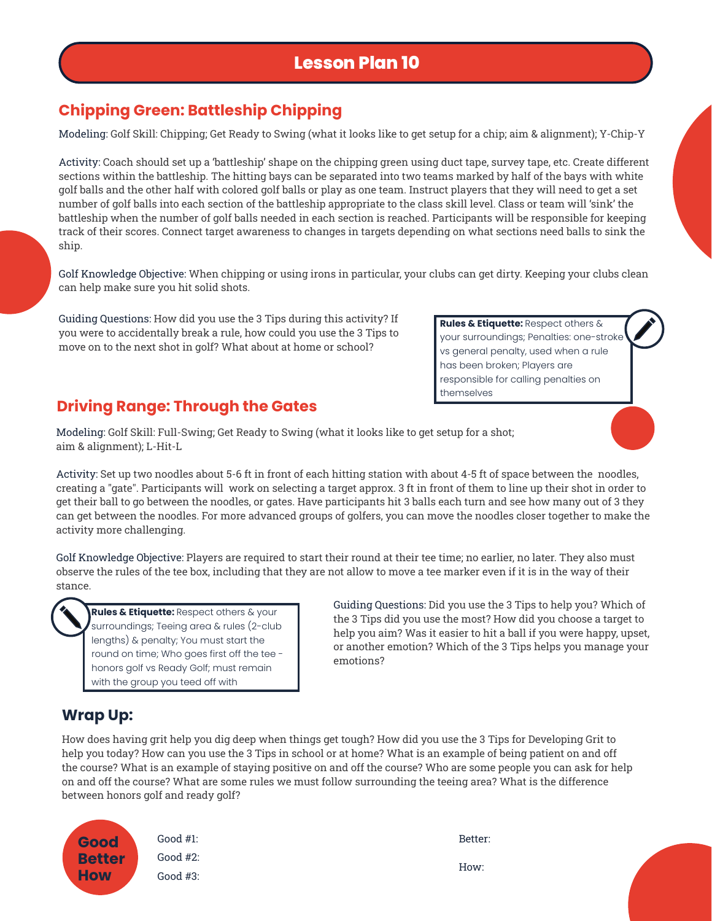# Lesson Plan 10

## Chipping Green: Battleship Chipping

Modeling: Golf Skill: Chipping; Get Ready to Swing (what it looks like to get setup for a chip; aim & alignment); Y-Chip-Y

Activity: Coach should set up a 'battleship' shape on the chipping green using duct tape, survey tape, etc. Create different sections within the battleship. The hitting bays can be separated into two teams marked by half of the bays with white golf balls and the other half with colored golf balls or play as one team. Instruct players that they will need to get a set number of golf balls into each section of the battleship appropriate to the class skill level. Class or team will 'sink' the battleship when the number of golf balls needed in each section is reached. Participants will be responsible for keeping track of their scores. Connect target awareness to changes in targets depending on what sections need balls to sink the ship.

Golf Knowledge Objective: When chipping or using irons in particular, your clubs can get dirty. Keeping your clubs clean can help make sure you hit solid shots.

Guiding Questions: How did you use the 3 Tips during this activity? If you were to accidentally break a rule, how could you use the 3 Tips to move on to the next shot in golf? What about at home or school?

**Rules & Etiquette:** Respect others & your surroundings; Penalties: one-stroke vs general penalty, used when a rule has been broken; Players are responsible for calling penalties on themselves

## Driving Range: Through the Gates

Modeling: Golf Skill: Full-Swing; Get Ready to Swing (what it looks like to get setup for a shot; aim & alignment); L-Hit-L

Activity: Set up two noodles about 5-6 ft in front of each hitting station with about 4-5 ft of space between the noodles, creating a "gate". Participants will work on selecting a target approx. 3 ft in front of them to line up their shot in order to get their ball to go between the noodles, or gates. Have participants hit 3 balls each turn and see how many out of 3 they can get between the noodles. For more advanced groups of golfers, you can move the noodles closer together to make the activity more challenging.

Golf Knowledge Objective: Players are required to start their round at their tee time; no earlier, no later. They also must observe the rules of the tee box, including that they are not allow to move a tee marker even if it is in the way of their stance.

**Rules & Etiquette:** Respect others & your surroundings; Teeing area & rules (2-club lengths) & penalty; You must start the round on time; Who goes first off the tee - honors golf vs Ready Golf; must remain with the group you teed off with

Guiding Questions: Did you use the 3 Tips to help you? Which of the 3 Tips did you use the most? How did you choose a target to help you aim? Was it easier to hit a ball if you were happy, upset, or another emotion? Which of the 3 Tips helps you manage your emotions?

## Wrap Up:

How does having grit help you dig deep when things get tough? How did you use the 3 Tips for Developing Grit to help you today? How can you use the 3 Tips in school or at home? What is an example of being patient on and off the course? What is an example of staying positive on and off the course? Who are some people you can ask for help on and off the course? What are some rules we must follow surrounding the teeing area? What is the difference between honors golf and ready golf?

**Good Better How**

Good #1:

Good #2:

Good #3:

Better:

How: